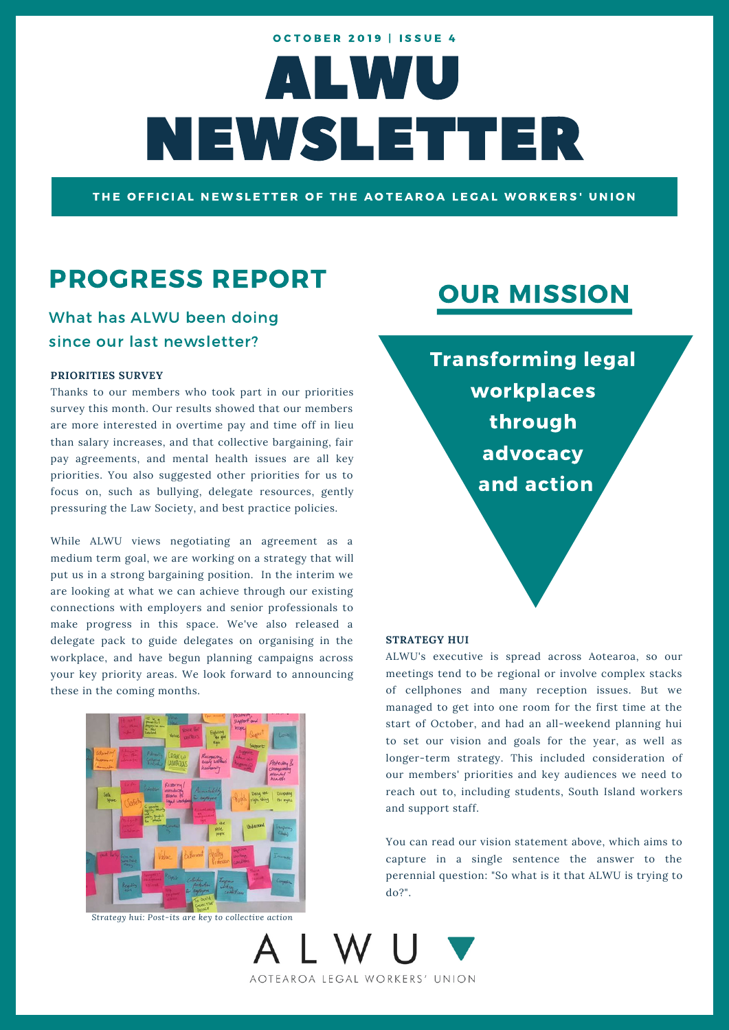OCTOBER 2019 | ISSUE 4

# ALWU NEWSLETTER

THE OFFICIAL NEWSLETTER OF THE AOTEAROA LEGAL WORKERS' UNION

## PROGRESS REPORT

### What has ALWU been doing since our last newsletter?

**PRIORITIES SURVEY**

Thanks to our members who took part in our priorities survey this month. Our results showed that our members are more interested in overtime pay and time off in lieu than salary increases, and that collective bargaining, fair pay agreements, and mental health issues are all key priorities. You also suggested other priorities for us to focus on, such as bullying, delegate resources, gently pressuring the Law Society, and best practice policies.

While ALWU views negotiating an agreement as a medium term goal, we are working on a strategy that will put us in a strong bargaining position. In the interim we are looking at what we can achieve through our existing connections with employers and senior professionals to make progress in this space. We've also released a delegate pack to guide delegates on organising in the workplace, and have begun planning campaigns across your key priority areas. We look forward to announcing these in the coming months.

*Strategy hui: Post-its are key to collective action*

## OUR MISSION

**Transforming legal workplaces through advocacy and action**

**STRATEGY HUI**

ALWU's executive is spread across Aotearoa, so our meetings tend to be regional or involve complex stacks of cellphones and many reception issues. But we managed to get into one room for the first time at the start of October, and had an all-weekend planning hui to set our vision and goals for the year, as well as longer-term strategy. This included consideration of our members' priorities and key audiences we need to reach out to, including students, South Island workers and support staff.

You can read our vision statement above, which aims to capture in a single sentence the answer to the perennial question: "So what is it that ALWU is trying to do?".

ALWU

AOTEAROA LEGAL WORKERS' UNION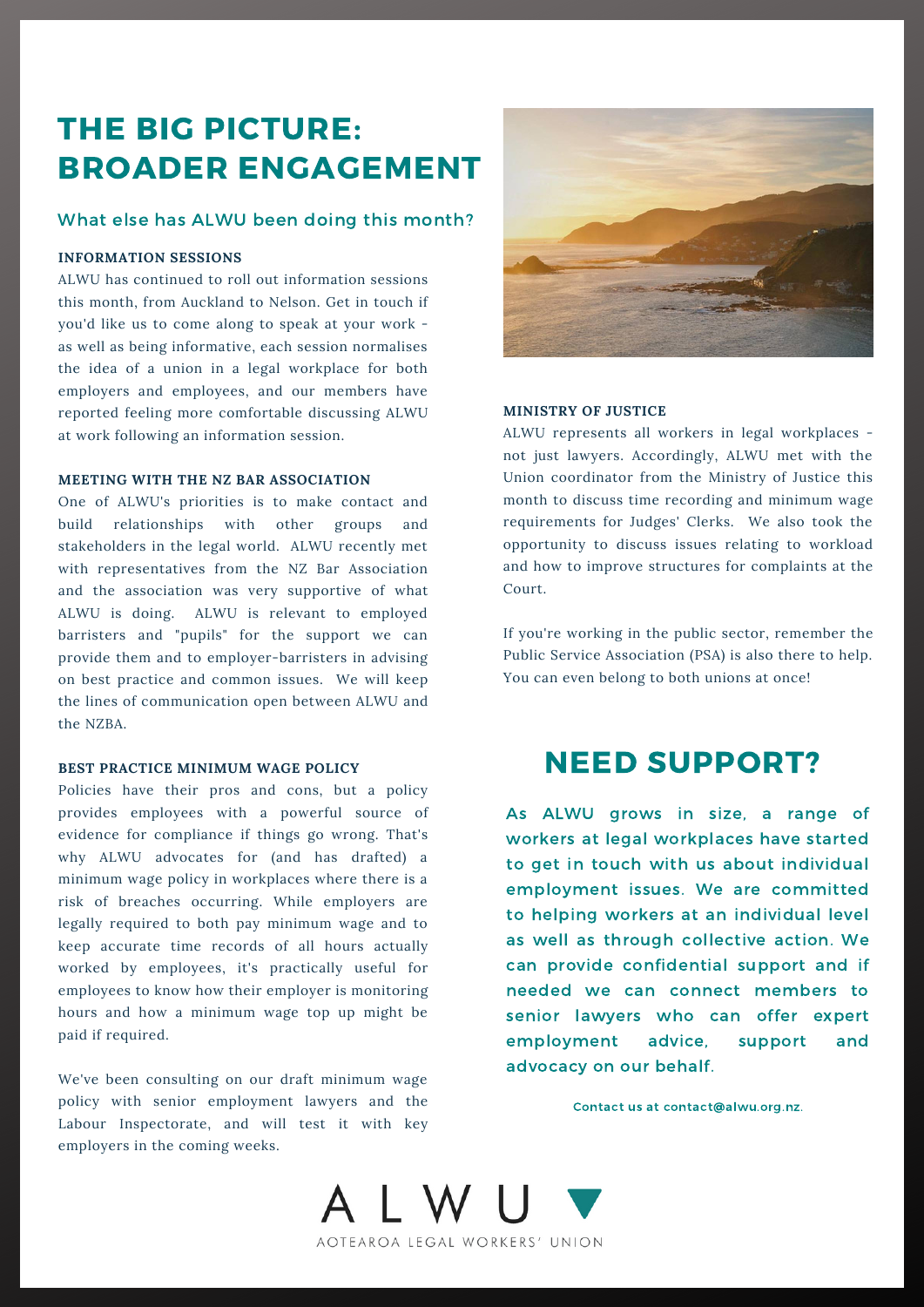# THE BIG PICTURE: BROADER ENGAGEMENT

## What else has ALWU been doing this month?

### INFORMATION SESSIONS

ALWU has continued to roll out information sessions this month, from Auckland to Nelson. Get in touch if you'd like us to come along to speak at your work - as well as being informative, each session normalises the idea of a union in a legal workplace for both employers and employees, and our members have reported feeling more comfortable discussing ALWU at work following an information session.

### MEETING WITH THE NZ BAR ASSOCIATION

One of ALWU's priorities is to make contact and build relationships with other groups and stakeholders in the legal world. ALWU recently met with representatives from the NZ Bar Association and the association was very supportive of what ALWU is doing. ALWU is relevant to employed barristers and "pupils" for the support we can provide them and to employer-barristers in advising on best practice and common issues. We will keep the lines of communication open between ALWU and the NZBA.

### BEST PRACTICE MINIMUM WAGE POLICY

Policies have their pros and cons, but a policy provides employees with a powerful source of evidence for compliance if things go wrong. That's why ALWU advocates for (and has drafted) a minimum wage policy in workplaces where there is a risk of breaches occurring. While employers are legally required to both pay minimum wage and to keep accurate time records of all hours actually worked by employees, it's practically useful for employees to know how their employer is monitoring hours and how a minimum wage top up might be paid if required.

We've been consulting on our draft minimum wage policy with senior employment lawyers and the Labour Inspectorate, and will test it with key employers in the coming weeks.

### MINISTRY OF JUSTICE

ALWU represents all workers in legal workplaces - not just lawyers. Accordingly, ALWU met with the Union coordinator from the Ministry of Justice this month to discuss time recording and minimum wage requirements for Judges' Clerks. We also took the opportunity to discuss issues relating to workload and how to improve structures for complaints at the Court.

If you're working in the public sector, remember the Public Service Association (PSA) is also there to help. You can even belong to both unions at once!

## NEED SUPPORT?

As ALWU grows in size, a range of workers at legal workplaces have started to get in touch with us about individual employment issues. We are committed to helping workers at an individual level as well as through collective action. We can provide confidential support and if needed we can connect members to senior lawyers who can offer expert employment advice, support and advocacy on our behalf.

Contact us at contact@alwu.org.nz.

ALWU

AOTEAROA LEGAL WORKERS' UNION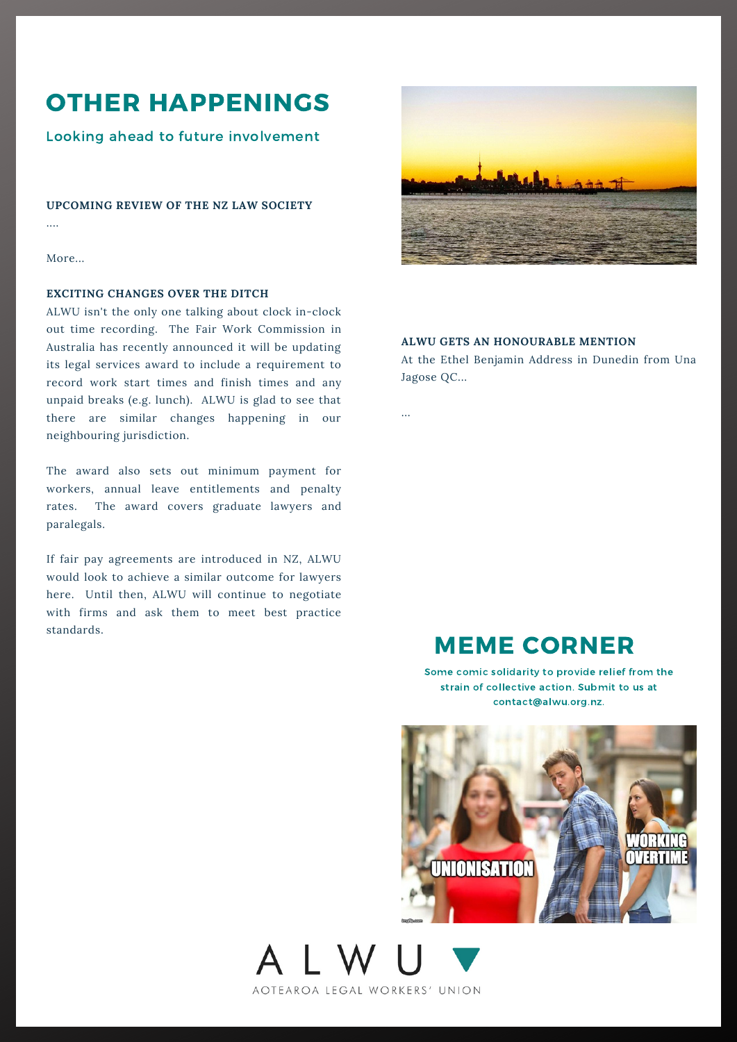# OTHER HAPPENINGS

## Looking ahead to future involvement

**UPCOMING REVIEW OF THE NZ LAW SOCIETY**

....

More...

**EXCITING CHANGES OVER THE DITCH**

ALWU isn't the only one talking about clock in-clock out time recording. The Fair Work Commission in Australia has recently announced it will be updating its legal services award to include a requirement to record work start times and finish times and any unpaid breaks (e.g. lunch). ALWU is glad to see that there are similar changes happening in our neighbouring jurisdiction.

The award also sets out minimum payment for workers, annual leave entitlements and penalty rates. The award covers graduate lawyers and paralegals.

If fair pay agreements are introduced in NZ, ALWU would look to achieve a similar outcome for lawyers here. Until then, ALWU will continue to negotiate with firms and ask them to meet best practice standards.

**ALWU GETS AN HONOURABLE MENTION**

At the Ethel Benjamin Address in Dunedin from Una Jagose QC...

...

# MEME CORNER

Some comic solidarity to provide relief from the strain of collective action. Submit to us at contact@alwu.org.nz.

ALWU

AOTEAROA LEGAL WORKERS' UNION